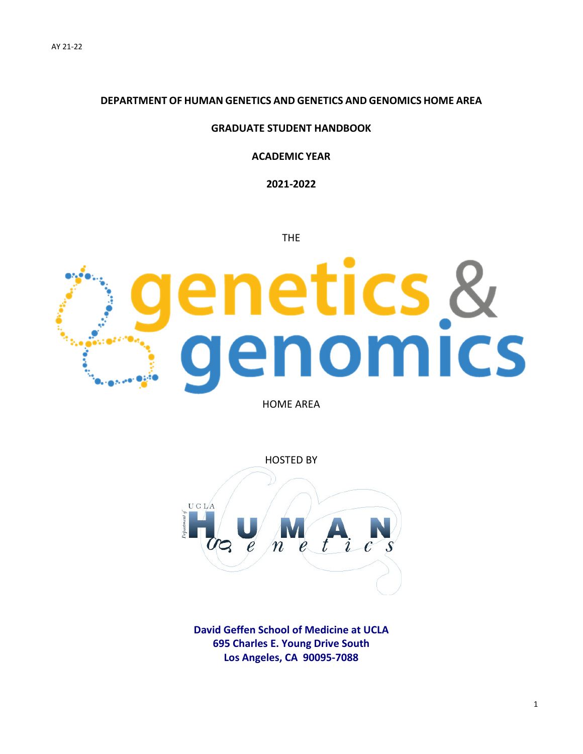AY 21-22

# DEPARTMENT OF HUMAN GENETICS AND GENETICS AND GENOMICS HOME AREA

## GRADUATE STUDENT HANDBOOK

## ACADEMIC YEAR

## 2021-2022

THE

genetics & genomics

HOME AREA

HOSTED BY

UCLA Department of Human Genetics

**David Geffen School of Medicine at UCLA**
**695 Charles E. Young Drive South**
**Los Angeles, CA 90095-7088**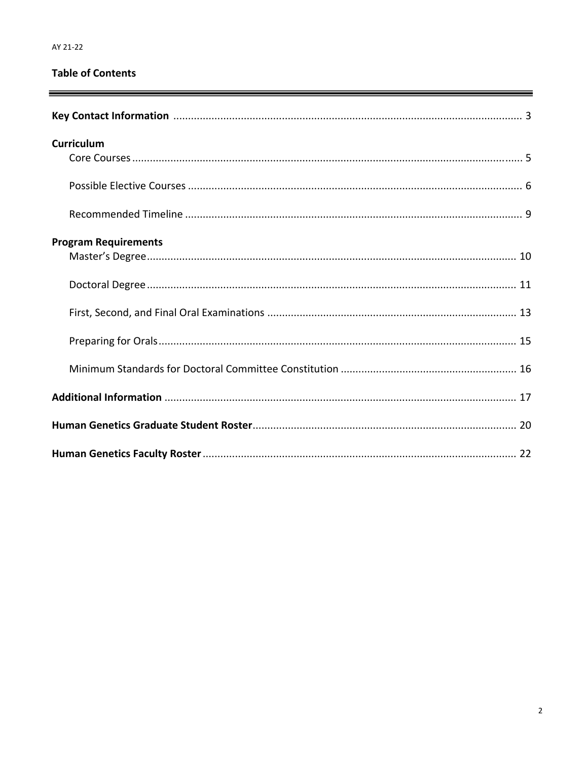AY 21-22

## Table of Contents

**Key Contact Information** ............ 3

**Curriculum**

- Core Courses ............ 5
- Possible Elective Courses ............ 6
- Recommended Timeline ............ 9

**Program Requirements**

- Master's Degree ............ 10
- Doctoral Degree ............ 11
- First, Second, and Final Oral Examinations ............ 13
- Preparing for Orals ............ 15
- Minimum Standards for Doctoral Committee Constitution ............ 16

**Additional Information** ............ 17

**Human Genetics Graduate Student Roster** ............ 20

**Human Genetics Faculty Roster** ............ 22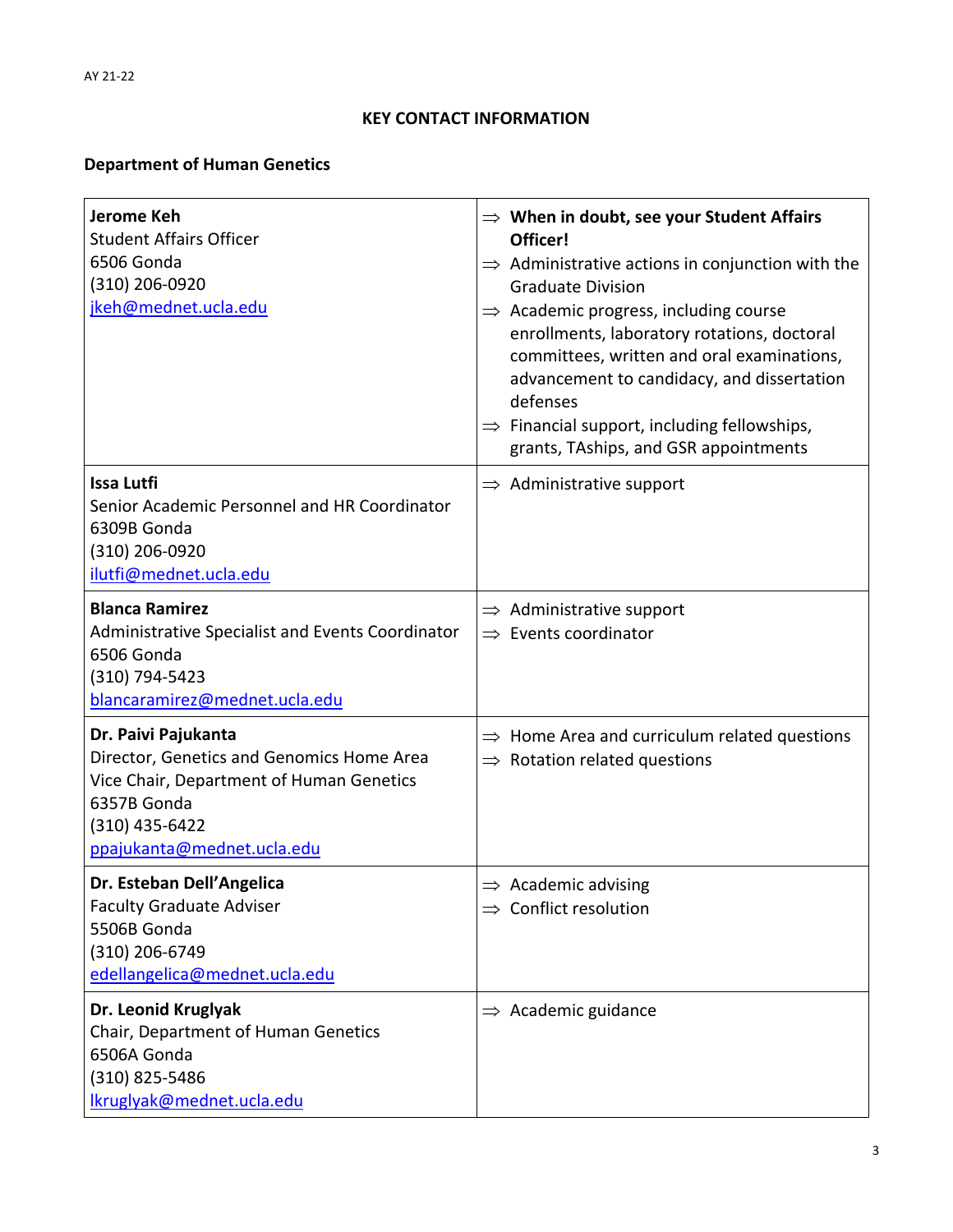AY 21-22

## KEY CONTACT INFORMATION

### Department of Human Genetics

| Contact | Responsibilities |
|---|---|
| **Jerome Keh**<br>Student Affairs Officer<br>6506 Gonda<br>(310) 206-0920<br>jkeh@mednet.ucla.edu | ⇒ **When in doubt, see your Student Affairs Officer!**<br>⇒ Administrative actions in conjunction with the Graduate Division<br>⇒ Academic progress, including course enrollments, laboratory rotations, doctoral committees, written and oral examinations, advancement to candidacy, and dissertation defenses<br>⇒ Financial support, including fellowships, grants, TAships, and GSR appointments |
| **Issa Lutfi**<br>Senior Academic Personnel and HR Coordinator<br>6309B Gonda<br>(310) 206-0920<br>ilutfi@mednet.ucla.edu | ⇒ Administrative support |
| **Blanca Ramirez**<br>Administrative Specialist and Events Coordinator<br>6506 Gonda<br>(310) 794-5423<br>blancaramirez@mednet.ucla.edu | ⇒ Administrative support<br>⇒ Events coordinator |
| **Dr. Paivi Pajukanta**<br>Director, Genetics and Genomics Home Area<br>Vice Chair, Department of Human Genetics<br>6357B Gonda<br>(310) 435-6422<br>ppajukanta@mednet.ucla.edu | ⇒ Home Area and curriculum related questions<br>⇒ Rotation related questions |
| **Dr. Esteban Dell'Angelica**<br>Faculty Graduate Adviser<br>5506B Gonda<br>(310) 206-6749<br>edellangelica@mednet.ucla.edu | ⇒ Academic advising<br>⇒ Conflict resolution |
| **Dr. Leonid Kruglyak**<br>Chair, Department of Human Genetics<br>6506A Gonda<br>(310) 825-5486<br>lkruglyak@mednet.ucla.edu | ⇒ Academic guidance |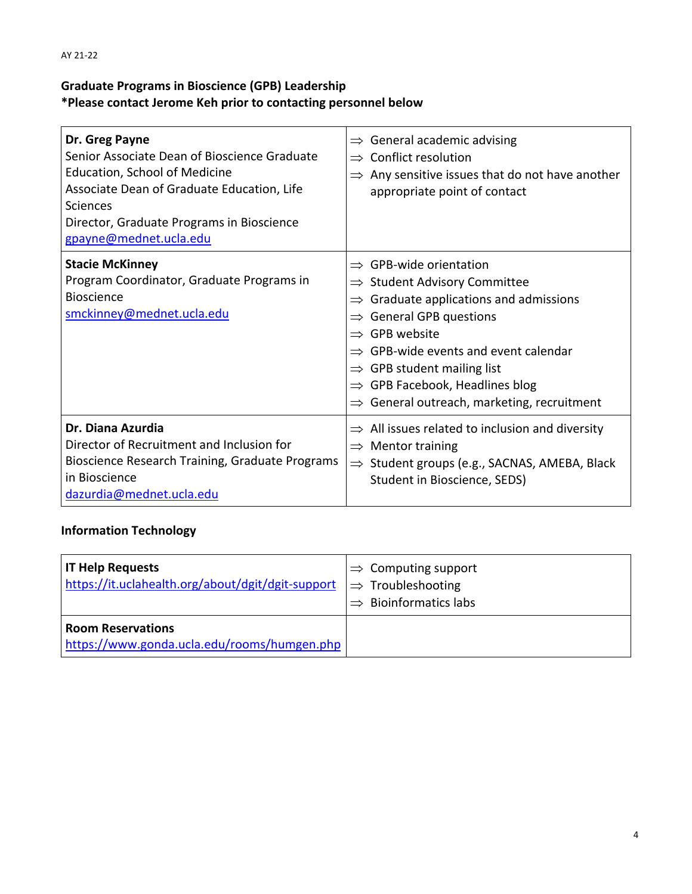AY 21-22

**Graduate Programs in Bioscience (GPB) Leadership**
**\*Please contact Jerome Keh prior to contacting personnel below**

| | |
|---|---|
| **Dr. Greg Payne**<br>Senior Associate Dean of Bioscience Graduate Education, School of Medicine<br>Associate Dean of Graduate Education, Life Sciences<br>Director, Graduate Programs in Bioscience<br>gpayne@mednet.ucla.edu | ⇒ General academic advising<br>⇒ Conflict resolution<br>⇒ Any sensitive issues that do not have another appropriate point of contact |
| **Stacie McKinney**<br>Program Coordinator, Graduate Programs in Bioscience<br>smckinney@mednet.ucla.edu | ⇒ GPB-wide orientation<br>⇒ Student Advisory Committee<br>⇒ Graduate applications and admissions<br>⇒ General GPB questions<br>⇒ GPB website<br>⇒ GPB-wide events and event calendar<br>⇒ GPB student mailing list<br>⇒ GPB Facebook, Headlines blog<br>⇒ General outreach, marketing, recruitment |
| **Dr. Diana Azurdia**<br>Director of Recruitment and Inclusion for Bioscience Research Training, Graduate Programs in Bioscience<br>dazurdia@mednet.ucla.edu | ⇒ All issues related to inclusion and diversity<br>⇒ Mentor training<br>⇒ Student groups (e.g., SACNAS, AMEBA, Black Student in Bioscience, SEDS) |

**Information Technology**

| | |
|---|---|
| **IT Help Requests**<br>https://it.uclahealth.org/about/dgit/dgit-support | ⇒ Computing support<br>⇒ Troubleshooting<br>⇒ Bioinformatics labs |
| **Room Reservations**<br>https://www.gonda.ucla.edu/rooms/humgen.php | |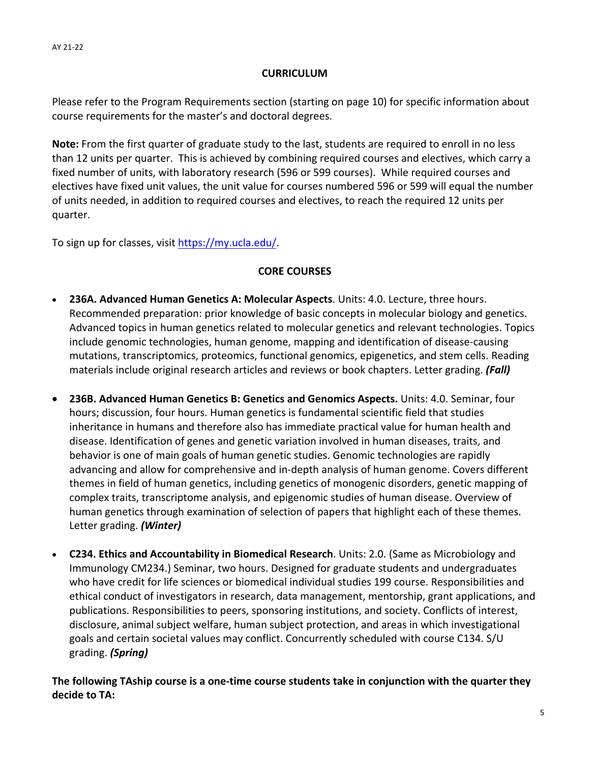## CURRICULUM

Please refer to the Program Requirements section (starting on page 10) for specific information about course requirements for the master's and doctoral degrees.

**Note:** From the first quarter of graduate study to the last, students are required to enroll in no less than 12 units per quarter. This is achieved by combining required courses and electives, which carry a fixed number of units, with laboratory research (596 or 599 courses). While required courses and electives have fixed unit values, the unit value for courses numbered 596 or 599 will equal the number of units needed, in addition to required courses and electives, to reach the required 12 units per quarter.

To sign up for classes, visit https://my.ucla.edu/.

## CORE COURSES

- **236A. Advanced Human Genetics A: Molecular Aspects**. Units: 4.0. Lecture, three hours. Recommended preparation: prior knowledge of basic concepts in molecular biology and genetics. Advanced topics in human genetics related to molecular genetics and relevant technologies. Topics include genomic technologies, human genome, mapping and identification of disease-causing mutations, transcriptomics, proteomics, functional genomics, epigenetics, and stem cells. Reading materials include original research articles and reviews or book chapters. Letter grading. ***(Fall)***

- **236B. Advanced Human Genetics B: Genetics and Genomics Aspects.** Units: 4.0. Seminar, four hours; discussion, four hours. Human genetics is fundamental scientific field that studies inheritance in humans and therefore also has immediate practical value for human health and disease. Identification of genes and genetic variation involved in human diseases, traits, and behavior is one of main goals of human genetic studies. Genomic technologies are rapidly advancing and allow for comprehensive and in-depth analysis of human genome. Covers different themes in field of human genetics, including genetics of monogenic disorders, genetic mapping of complex traits, transcriptome analysis, and epigenomic studies of human disease. Overview of human genetics through examination of selection of papers that highlight each of these themes. Letter grading. ***(Winter)***

- **C234. Ethics and Accountability in Biomedical Research**. Units: 2.0. (Same as Microbiology and Immunology CM234.) Seminar, two hours. Designed for graduate students and undergraduates who have credit for life sciences or biomedical individual studies 199 course. Responsibilities and ethical conduct of investigators in research, data management, mentorship, grant applications, and publications. Responsibilities to peers, sponsoring institutions, and society. Conflicts of interest, disclosure, animal subject welfare, human subject protection, and areas in which investigational goals and certain societal values may conflict. Concurrently scheduled with course C134. S/U grading. ***(Spring)***

**The following TAship course is a one-time course students take in conjunction with the quarter they decide to TA:**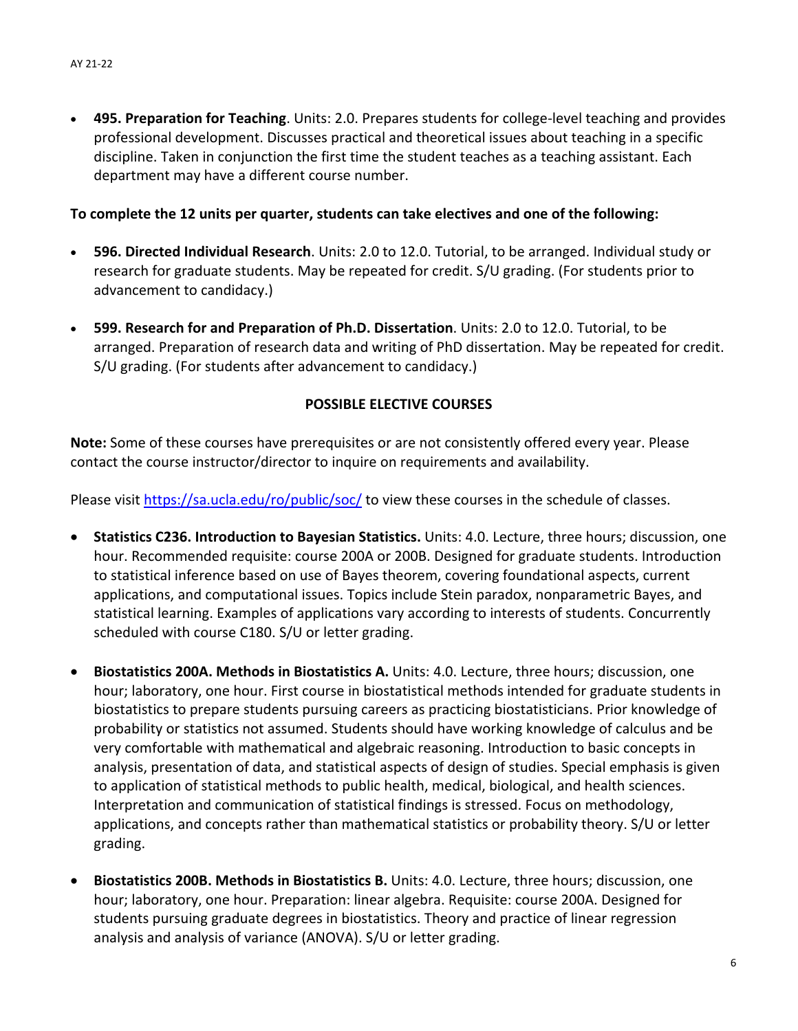- **495. Preparation for Teaching**. Units: 2.0. Prepares students for college-level teaching and provides professional development. Discusses practical and theoretical issues about teaching in a specific discipline. Taken in conjunction the first time the student teaches as a teaching assistant. Each department may have a different course number.

**To complete the 12 units per quarter, students can take electives and one of the following:**

- **596. Directed Individual Research**. Units: 2.0 to 12.0. Tutorial, to be arranged. Individual study or research for graduate students. May be repeated for credit. S/U grading. (For students prior to advancement to candidacy.)
- **599. Research for and Preparation of Ph.D. Dissertation**. Units: 2.0 to 12.0. Tutorial, to be arranged. Preparation of research data and writing of PhD dissertation. May be repeated for credit. S/U grading. (For students after advancement to candidacy.)

## POSSIBLE ELECTIVE COURSES

**Note:** Some of these courses have prerequisites or are not consistently offered every year. Please contact the course instructor/director to inquire on requirements and availability.

Please visit [https://sa.ucla.edu/ro/public/soc/](https://sa.ucla.edu/ro/public/soc/) to view these courses in the schedule of classes.

- **Statistics C236. Introduction to Bayesian Statistics.** Units: 4.0. Lecture, three hours; discussion, one hour. Recommended requisite: course 200A or 200B. Designed for graduate students. Introduction to statistical inference based on use of Bayes theorem, covering foundational aspects, current applications, and computational issues. Topics include Stein paradox, nonparametric Bayes, and statistical learning. Examples of applications vary according to interests of students. Concurrently scheduled with course C180. S/U or letter grading.
- **Biostatistics 200A. Methods in Biostatistics A.** Units: 4.0. Lecture, three hours; discussion, one hour; laboratory, one hour. First course in biostatistical methods intended for graduate students in biostatistics to prepare students pursuing careers as practicing biostatisticians. Prior knowledge of probability or statistics not assumed. Students should have working knowledge of calculus and be very comfortable with mathematical and algebraic reasoning. Introduction to basic concepts in analysis, presentation of data, and statistical aspects of design of studies. Special emphasis is given to application of statistical methods to public health, medical, biological, and health sciences. Interpretation and communication of statistical findings is stressed. Focus on methodology, applications, and concepts rather than mathematical statistics or probability theory. S/U or letter grading.
- **Biostatistics 200B. Methods in Biostatistics B.** Units: 4.0. Lecture, three hours; discussion, one hour; laboratory, one hour. Preparation: linear algebra. Requisite: course 200A. Designed for students pursuing graduate degrees in biostatistics. Theory and practice of linear regression analysis and analysis of variance (ANOVA). S/U or letter grading.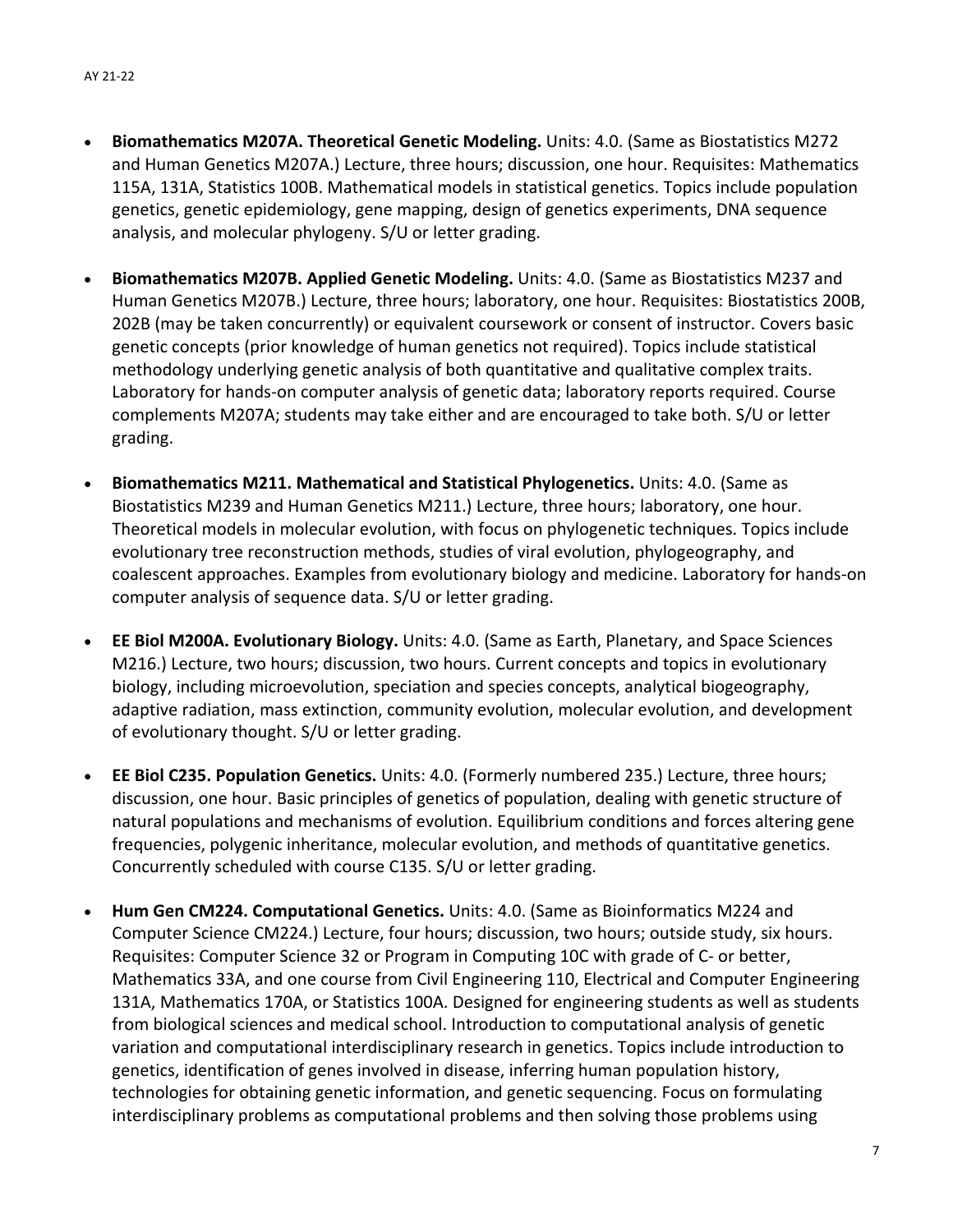- **Biomathematics M207A. Theoretical Genetic Modeling.** Units: 4.0. (Same as Biostatistics M272 and Human Genetics M207A.) Lecture, three hours; discussion, one hour. Requisites: Mathematics 115A, 131A, Statistics 100B. Mathematical models in statistical genetics. Topics include population genetics, genetic epidemiology, gene mapping, design of genetics experiments, DNA sequence analysis, and molecular phylogeny. S/U or letter grading.

- **Biomathematics M207B. Applied Genetic Modeling.** Units: 4.0. (Same as Biostatistics M237 and Human Genetics M207B.) Lecture, three hours; laboratory, one hour. Requisites: Biostatistics 200B, 202B (may be taken concurrently) or equivalent coursework or consent of instructor. Covers basic genetic concepts (prior knowledge of human genetics not required). Topics include statistical methodology underlying genetic analysis of both quantitative and qualitative complex traits. Laboratory for hands-on computer analysis of genetic data; laboratory reports required. Course complements M207A; students may take either and are encouraged to take both. S/U or letter grading.

- **Biomathematics M211. Mathematical and Statistical Phylogenetics.** Units: 4.0. (Same as Biostatistics M239 and Human Genetics M211.) Lecture, three hours; laboratory, one hour. Theoretical models in molecular evolution, with focus on phylogenetic techniques. Topics include evolutionary tree reconstruction methods, studies of viral evolution, phylogeography, and coalescent approaches. Examples from evolutionary biology and medicine. Laboratory for hands-on computer analysis of sequence data. S/U or letter grading.

- **EE Biol M200A. Evolutionary Biology.** Units: 4.0. (Same as Earth, Planetary, and Space Sciences M216.) Lecture, two hours; discussion, two hours. Current concepts and topics in evolutionary biology, including microevolution, speciation and species concepts, analytical biogeography, adaptive radiation, mass extinction, community evolution, molecular evolution, and development of evolutionary thought. S/U or letter grading.

- **EE Biol C235. Population Genetics.** Units: 4.0. (Formerly numbered 235.) Lecture, three hours; discussion, one hour. Basic principles of genetics of population, dealing with genetic structure of natural populations and mechanisms of evolution. Equilibrium conditions and forces altering gene frequencies, polygenic inheritance, molecular evolution, and methods of quantitative genetics. Concurrently scheduled with course C135. S/U or letter grading.

- **Hum Gen CM224. Computational Genetics.** Units: 4.0. (Same as Bioinformatics M224 and Computer Science CM224.) Lecture, four hours; discussion, two hours; outside study, six hours. Requisites: Computer Science 32 or Program in Computing 10C with grade of C- or better, Mathematics 33A, and one course from Civil Engineering 110, Electrical and Computer Engineering 131A, Mathematics 170A, or Statistics 100A. Designed for engineering students as well as students from biological sciences and medical school. Introduction to computational analysis of genetic variation and computational interdisciplinary research in genetics. Topics include introduction to genetics, identification of genes involved in disease, inferring human population history, technologies for obtaining genetic information, and genetic sequencing. Focus on formulating interdisciplinary problems as computational problems and then solving those problems using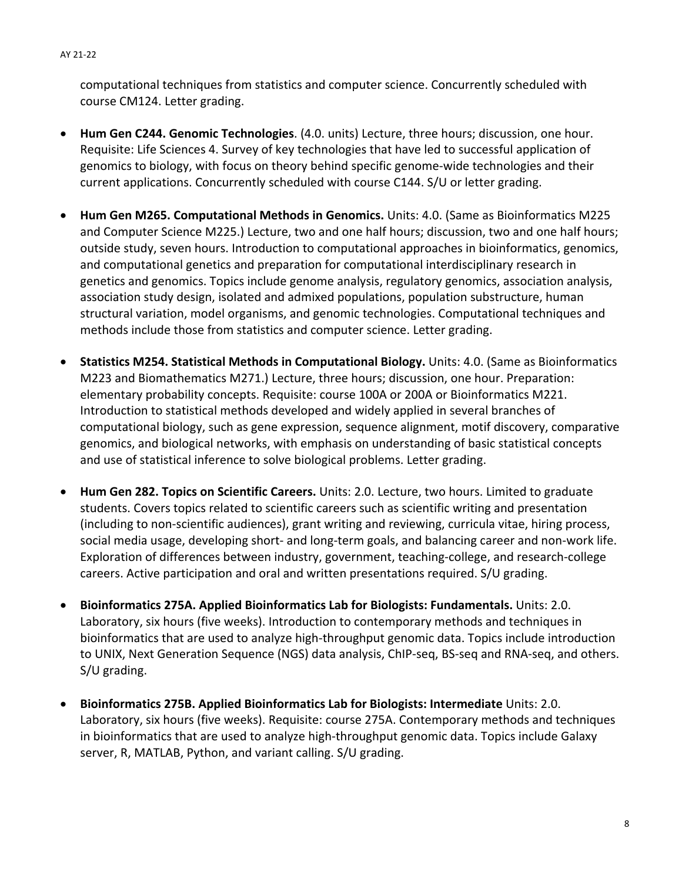computational techniques from statistics and computer science. Concurrently scheduled with course CM124. Letter grading.

- **Hum Gen C244. Genomic Technologies**. (4.0. units) Lecture, three hours; discussion, one hour. Requisite: Life Sciences 4. Survey of key technologies that have led to successful application of genomics to biology, with focus on theory behind specific genome-wide technologies and their current applications. Concurrently scheduled with course C144. S/U or letter grading.

- **Hum Gen M265. Computational Methods in Genomics.** Units: 4.0. (Same as Bioinformatics M225 and Computer Science M225.) Lecture, two and one half hours; discussion, two and one half hours; outside study, seven hours. Introduction to computational approaches in bioinformatics, genomics, and computational genetics and preparation for computational interdisciplinary research in genetics and genomics. Topics include genome analysis, regulatory genomics, association analysis, association study design, isolated and admixed populations, population substructure, human structural variation, model organisms, and genomic technologies. Computational techniques and methods include those from statistics and computer science. Letter grading.

- **Statistics M254. Statistical Methods in Computational Biology.** Units: 4.0. (Same as Bioinformatics M223 and Biomathematics M271.) Lecture, three hours; discussion, one hour. Preparation: elementary probability concepts. Requisite: course 100A or 200A or Bioinformatics M221. Introduction to statistical methods developed and widely applied in several branches of computational biology, such as gene expression, sequence alignment, motif discovery, comparative genomics, and biological networks, with emphasis on understanding of basic statistical concepts and use of statistical inference to solve biological problems. Letter grading.

- **Hum Gen 282. Topics on Scientific Careers.** Units: 2.0. Lecture, two hours. Limited to graduate students. Covers topics related to scientific careers such as scientific writing and presentation (including to non-scientific audiences), grant writing and reviewing, curricula vitae, hiring process, social media usage, developing short- and long-term goals, and balancing career and non-work life. Exploration of differences between industry, government, teaching-college, and research-college careers. Active participation and oral and written presentations required. S/U grading.

- **Bioinformatics 275A. Applied Bioinformatics Lab for Biologists: Fundamentals.** Units: 2.0. Laboratory, six hours (five weeks). Introduction to contemporary methods and techniques in bioinformatics that are used to analyze high-throughput genomic data. Topics include introduction to UNIX, Next Generation Sequence (NGS) data analysis, ChIP-seq, BS-seq and RNA-seq, and others. S/U grading.

- **Bioinformatics 275B. Applied Bioinformatics Lab for Biologists: Intermediate** Units: 2.0. Laboratory, six hours (five weeks). Requisite: course 275A. Contemporary methods and techniques in bioinformatics that are used to analyze high-throughput genomic data. Topics include Galaxy server, R, MATLAB, Python, and variant calling. S/U grading.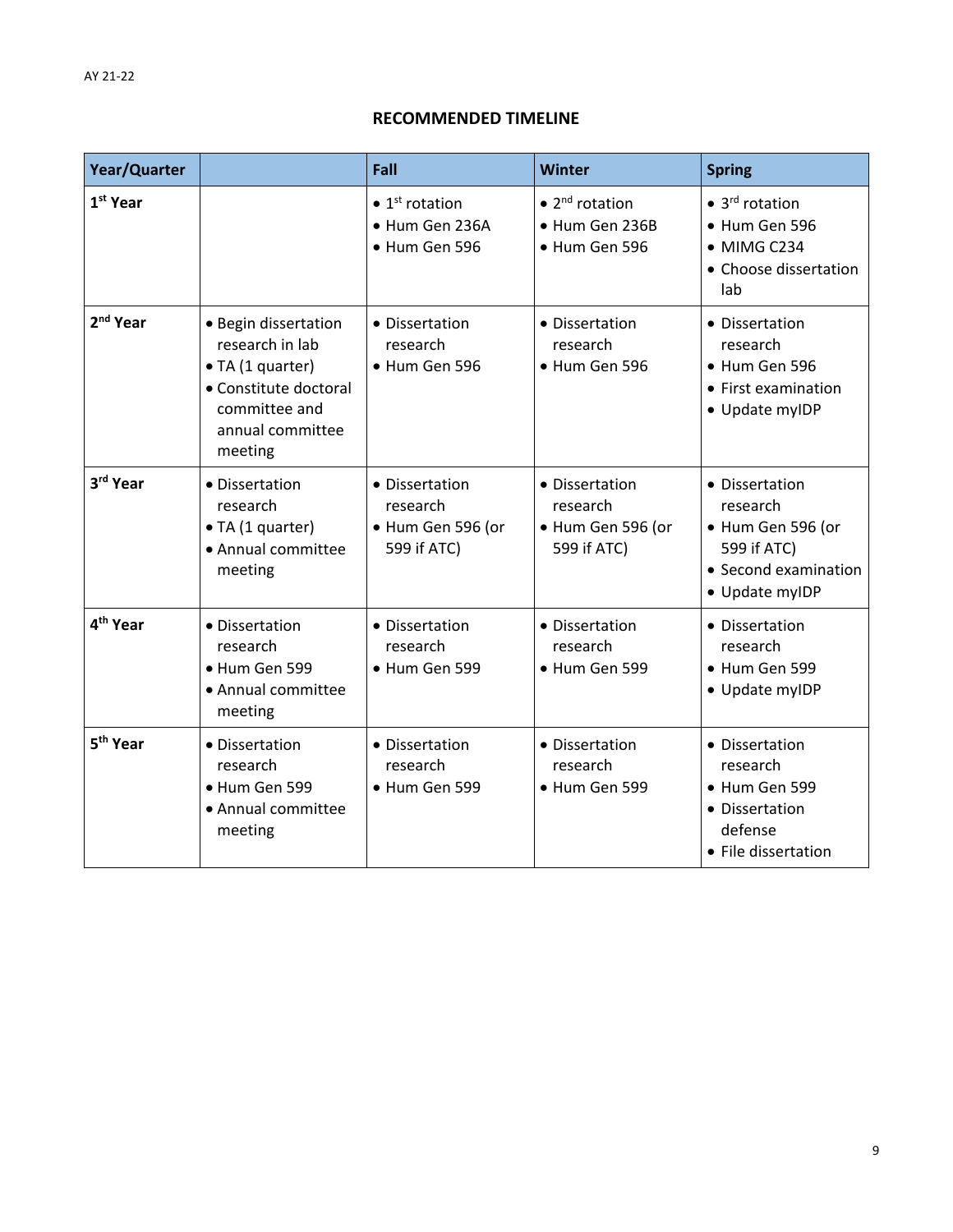## RECOMMENDED TIMELINE

| Year/Quarter | | Fall | Winter | Spring |
|---|---|---|---|---|
| 1st Year | | • 1st rotation<br>• Hum Gen 236A<br>• Hum Gen 596 | • 2nd rotation<br>• Hum Gen 236B<br>• Hum Gen 596 | • 3rd rotation<br>• Hum Gen 596<br>• MIMG C234<br>• Choose dissertation lab |
| 2nd Year | • Begin dissertation research in lab<br>• TA (1 quarter)<br>• Constitute doctoral committee and annual committee meeting | • Dissertation research<br>• Hum Gen 596 | • Dissertation research<br>• Hum Gen 596 | • Dissertation research<br>• Hum Gen 596<br>• First examination<br>• Update myIDP |
| 3rd Year | • Dissertation research<br>• TA (1 quarter)<br>• Annual committee meeting | • Dissertation research<br>• Hum Gen 596 (or 599 if ATC) | • Dissertation research<br>• Hum Gen 596 (or 599 if ATC) | • Dissertation research<br>• Hum Gen 596 (or 599 if ATC)<br>• Second examination<br>• Update myIDP |
| 4th Year | • Dissertation research<br>• Hum Gen 599<br>• Annual committee meeting | • Dissertation research<br>• Hum Gen 599 | • Dissertation research<br>• Hum Gen 599 | • Dissertation research<br>• Hum Gen 599<br>• Update myIDP |
| 5th Year | • Dissertation research<br>• Hum Gen 599<br>• Annual committee meeting | • Dissertation research<br>• Hum Gen 599 | • Dissertation research<br>• Hum Gen 599 | • Dissertation research<br>• Hum Gen 599<br>• Dissertation defense<br>• File dissertation |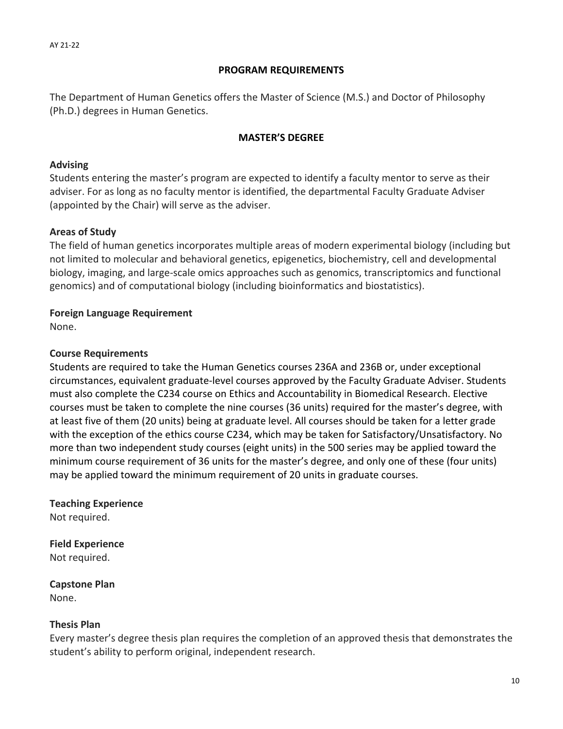## PROGRAM REQUIREMENTS

The Department of Human Genetics offers the Master of Science (M.S.) and Doctor of Philosophy (Ph.D.) degrees in Human Genetics.

## MASTER'S DEGREE

### Advising

Students entering the master's program are expected to identify a faculty mentor to serve as their adviser. For as long as no faculty mentor is identified, the departmental Faculty Graduate Adviser (appointed by the Chair) will serve as the adviser.

### Areas of Study

The field of human genetics incorporates multiple areas of modern experimental biology (including but not limited to molecular and behavioral genetics, epigenetics, biochemistry, cell and developmental biology, imaging, and large-scale omics approaches such as genomics, transcriptomics and functional genomics) and of computational biology (including bioinformatics and biostatistics).

### Foreign Language Requirement

None.

### Course Requirements

Students are required to take the Human Genetics courses 236A and 236B or, under exceptional circumstances, equivalent graduate-level courses approved by the Faculty Graduate Adviser. Students must also complete the C234 course on Ethics and Accountability in Biomedical Research. Elective courses must be taken to complete the nine courses (36 units) required for the master's degree, with at least five of them (20 units) being at graduate level. All courses should be taken for a letter grade with the exception of the ethics course C234, which may be taken for Satisfactory/Unsatisfactory. No more than two independent study courses (eight units) in the 500 series may be applied toward the minimum course requirement of 36 units for the master's degree, and only one of these (four units) may be applied toward the minimum requirement of 20 units in graduate courses.

### Teaching Experience

Not required.

### Field Experience

Not required.

### Capstone Plan

None.

### Thesis Plan

Every master's degree thesis plan requires the completion of an approved thesis that demonstrates the student's ability to perform original, independent research.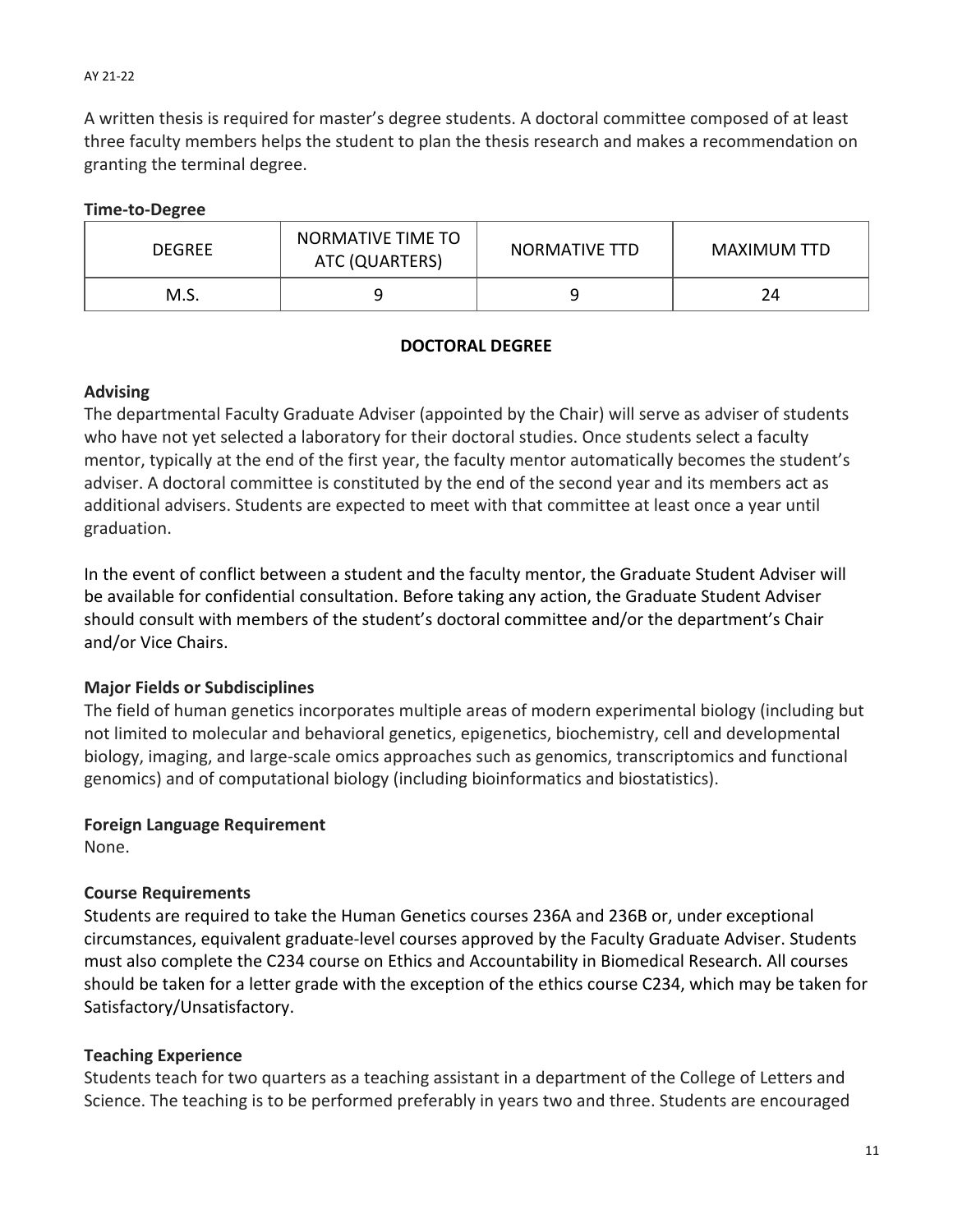A written thesis is required for master's degree students. A doctoral committee composed of at least three faculty members helps the student to plan the thesis research and makes a recommendation on granting the terminal degree.

**Time-to-Degree**

| DEGREE | NORMATIVE TIME TO ATC (QUARTERS) | NORMATIVE TTD | MAXIMUM TTD |
|---|---|---|---|
| M.S. | 9 | 9 | 24 |

## DOCTORAL DEGREE

**Advising**

The departmental Faculty Graduate Adviser (appointed by the Chair) will serve as adviser of students who have not yet selected a laboratory for their doctoral studies. Once students select a faculty mentor, typically at the end of the first year, the faculty mentor automatically becomes the student's adviser. A doctoral committee is constituted by the end of the second year and its members act as additional advisers. Students are expected to meet with that committee at least once a year until graduation.

In the event of conflict between a student and the faculty mentor, the Graduate Student Adviser will be available for confidential consultation. Before taking any action, the Graduate Student Adviser should consult with members of the student's doctoral committee and/or the department's Chair and/or Vice Chairs.

**Major Fields or Subdisciplines**

The field of human genetics incorporates multiple areas of modern experimental biology (including but not limited to molecular and behavioral genetics, epigenetics, biochemistry, cell and developmental biology, imaging, and large-scale omics approaches such as genomics, transcriptomics and functional genomics) and of computational biology (including bioinformatics and biostatistics).

**Foreign Language Requirement**

None.

**Course Requirements**

Students are required to take the Human Genetics courses 236A and 236B or, under exceptional circumstances, equivalent graduate-level courses approved by the Faculty Graduate Adviser. Students must also complete the C234 course on Ethics and Accountability in Biomedical Research. All courses should be taken for a letter grade with the exception of the ethics course C234, which may be taken for Satisfactory/Unsatisfactory.

**Teaching Experience**

Students teach for two quarters as a teaching assistant in a department of the College of Letters and Science. The teaching is to be performed preferably in years two and three. Students are encouraged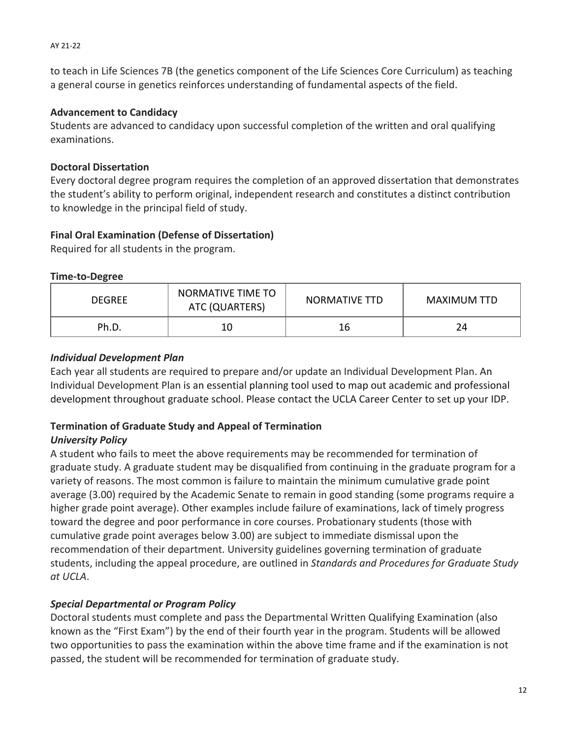to teach in Life Sciences 7B (the genetics component of the Life Sciences Core Curriculum) as teaching a general course in genetics reinforces understanding of fundamental aspects of the field.

**Advancement to Candidacy**
Students are advanced to candidacy upon successful completion of the written and oral qualifying examinations.

**Doctoral Dissertation**
Every doctoral degree program requires the completion of an approved dissertation that demonstrates the student's ability to perform original, independent research and constitutes a distinct contribution to knowledge in the principal field of study.

**Final Oral Examination (Defense of Dissertation)**
Required for all students in the program.

**Time-to-Degree**

| DEGREE | NORMATIVE TIME TO ATC (QUARTERS) | NORMATIVE TTD | MAXIMUM TTD |
|---|---|---|---|
| Ph.D. | 10 | 16 | 24 |

***Individual Development Plan***
Each year all students are required to prepare and/or update an Individual Development Plan. An Individual Development Plan is an essential planning tool used to map out academic and professional development throughout graduate school. Please contact the UCLA Career Center to set up your IDP.

**Termination of Graduate Study and Appeal of Termination**
***University Policy***
A student who fails to meet the above requirements may be recommended for termination of graduate study. A graduate student may be disqualified from continuing in the graduate program for a variety of reasons. The most common is failure to maintain the minimum cumulative grade point average (3.00) required by the Academic Senate to remain in good standing (some programs require a higher grade point average). Other examples include failure of examinations, lack of timely progress toward the degree and poor performance in core courses. Probationary students (those with cumulative grade point averages below 3.00) are subject to immediate dismissal upon the recommendation of their department. University guidelines governing termination of graduate students, including the appeal procedure, are outlined in *Standards and Procedures for Graduate Study at UCLA*.

***Special Departmental or Program Policy***
Doctoral students must complete and pass the Departmental Written Qualifying Examination (also known as the "First Exam") by the end of their fourth year in the program. Students will be allowed two opportunities to pass the examination within the above time frame and if the examination is not passed, the student will be recommended for termination of graduate study.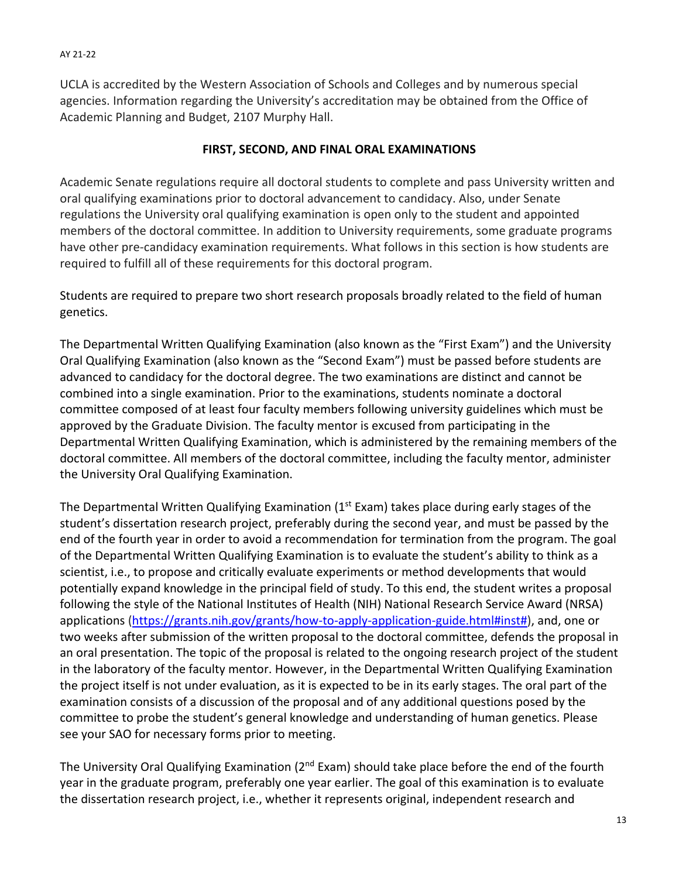UCLA is accredited by the Western Association of Schools and Colleges and by numerous special agencies. Information regarding the University's accreditation may be obtained from the Office of Academic Planning and Budget, 2107 Murphy Hall.

## FIRST, SECOND, AND FINAL ORAL EXAMINATIONS

Academic Senate regulations require all doctoral students to complete and pass University written and oral qualifying examinations prior to doctoral advancement to candidacy. Also, under Senate regulations the University oral qualifying examination is open only to the student and appointed members of the doctoral committee. In addition to University requirements, some graduate programs have other pre-candidacy examination requirements. What follows in this section is how students are required to fulfill all of these requirements for this doctoral program.

Students are required to prepare two short research proposals broadly related to the field of human genetics.

The Departmental Written Qualifying Examination (also known as the "First Exam") and the University Oral Qualifying Examination (also known as the "Second Exam") must be passed before students are advanced to candidacy for the doctoral degree. The two examinations are distinct and cannot be combined into a single examination. Prior to the examinations, students nominate a doctoral committee composed of at least four faculty members following university guidelines which must be approved by the Graduate Division. The faculty mentor is excused from participating in the Departmental Written Qualifying Examination, which is administered by the remaining members of the doctoral committee. All members of the doctoral committee, including the faculty mentor, administer the University Oral Qualifying Examination.

The Departmental Written Qualifying Examination (1st Exam) takes place during early stages of the student's dissertation research project, preferably during the second year, and must be passed by the end of the fourth year in order to avoid a recommendation for termination from the program. The goal of the Departmental Written Qualifying Examination is to evaluate the student's ability to think as a scientist, i.e., to propose and critically evaluate experiments or method developments that would potentially expand knowledge in the principal field of study. To this end, the student writes a proposal following the style of the National Institutes of Health (NIH) National Research Service Award (NRSA) applications (https://grants.nih.gov/grants/how-to-apply-application-guide.html#inst#), and, one or two weeks after submission of the written proposal to the doctoral committee, defends the proposal in an oral presentation. The topic of the proposal is related to the ongoing research project of the student in the laboratory of the faculty mentor. However, in the Departmental Written Qualifying Examination the project itself is not under evaluation, as it is expected to be in its early stages. The oral part of the examination consists of a discussion of the proposal and of any additional questions posed by the committee to probe the student's general knowledge and understanding of human genetics. Please see your SAO for necessary forms prior to meeting.

The University Oral Qualifying Examination (2nd Exam) should take place before the end of the fourth year in the graduate program, preferably one year earlier. The goal of this examination is to evaluate the dissertation research project, i.e., whether it represents original, independent research and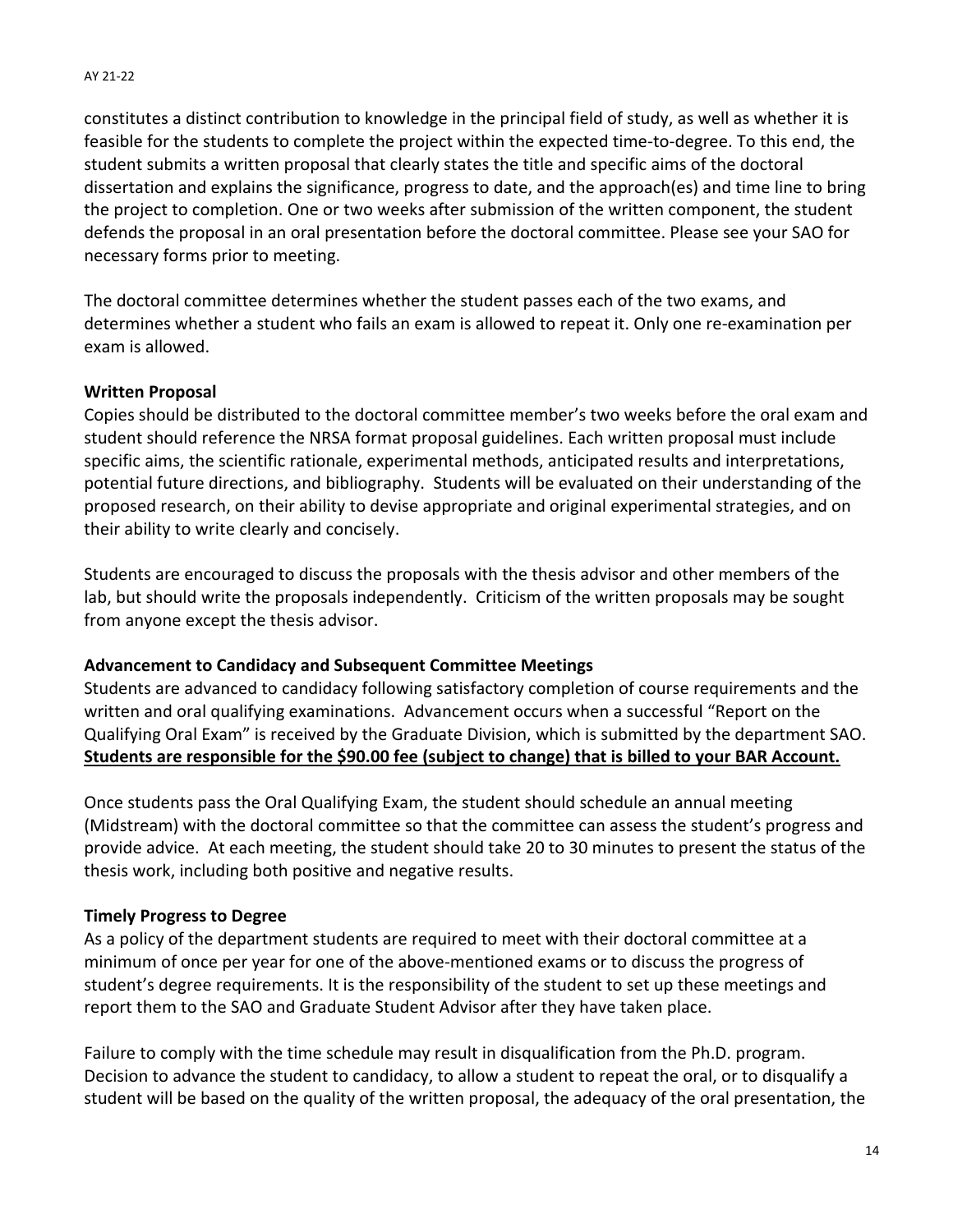constitutes a distinct contribution to knowledge in the principal field of study, as well as whether it is feasible for the students to complete the project within the expected time-to-degree. To this end, the student submits a written proposal that clearly states the title and specific aims of the doctoral dissertation and explains the significance, progress to date, and the approach(es) and time line to bring the project to completion. One or two weeks after submission of the written component, the student defends the proposal in an oral presentation before the doctoral committee. Please see your SAO for necessary forms prior to meeting.

The doctoral committee determines whether the student passes each of the two exams, and determines whether a student who fails an exam is allowed to repeat it. Only one re-examination per exam is allowed.

**Written Proposal**

Copies should be distributed to the doctoral committee member's two weeks before the oral exam and student should reference the NRSA format proposal guidelines. Each written proposal must include specific aims, the scientific rationale, experimental methods, anticipated results and interpretations, potential future directions, and bibliography. Students will be evaluated on their understanding of the proposed research, on their ability to devise appropriate and original experimental strategies, and on their ability to write clearly and concisely.

Students are encouraged to discuss the proposals with the thesis advisor and other members of the lab, but should write the proposals independently. Criticism of the written proposals may be sought from anyone except the thesis advisor.

**Advancement to Candidacy and Subsequent Committee Meetings**

Students are advanced to candidacy following satisfactory completion of course requirements and the written and oral qualifying examinations. Advancement occurs when a successful "Report on the Qualifying Oral Exam" is received by the Graduate Division, which is submitted by the department SAO. **Students are responsible for the $90.00 fee (subject to change) that is billed to your BAR Account.**

Once students pass the Oral Qualifying Exam, the student should schedule an annual meeting (Midstream) with the doctoral committee so that the committee can assess the student's progress and provide advice. At each meeting, the student should take 20 to 30 minutes to present the status of the thesis work, including both positive and negative results.

**Timely Progress to Degree**

As a policy of the department students are required to meet with their doctoral committee at a minimum of once per year for one of the above-mentioned exams or to discuss the progress of student's degree requirements. It is the responsibility of the student to set up these meetings and report them to the SAO and Graduate Student Advisor after they have taken place.

Failure to comply with the time schedule may result in disqualification from the Ph.D. program. Decision to advance the student to candidacy, to allow a student to repeat the oral, or to disqualify a student will be based on the quality of the written proposal, the adequacy of the oral presentation, the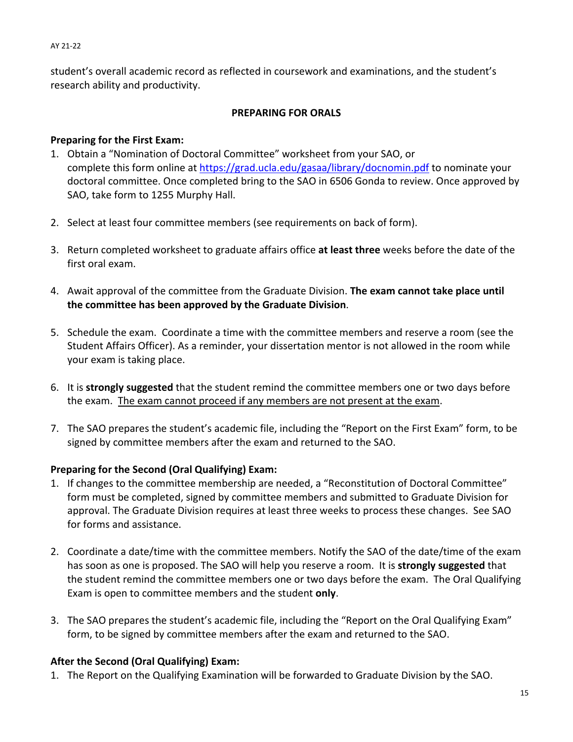student's overall academic record as reflected in coursework and examinations, and the student's research ability and productivity.

## PREPARING FOR ORALS

**Preparing for the First Exam:**

1. Obtain a "Nomination of Doctoral Committee" worksheet from your SAO, or complete this form online at https://grad.ucla.edu/gasaa/library/docnomin.pdf to nominate your doctoral committee. Once completed bring to the SAO in 6506 Gonda to review. Once approved by SAO, take form to 1255 Murphy Hall.

2. Select at least four committee members (see requirements on back of form).

3. Return completed worksheet to graduate affairs office **at least three** weeks before the date of the first oral exam.

4. Await approval of the committee from the Graduate Division. **The exam cannot take place until the committee has been approved by the Graduate Division**.

5. Schedule the exam. Coordinate a time with the committee members and reserve a room (see the Student Affairs Officer). As a reminder, your dissertation mentor is not allowed in the room while your exam is taking place.

6. It is **strongly suggested** that the student remind the committee members one or two days before the exam. The exam cannot proceed if any members are not present at the exam.

7. The SAO prepares the student's academic file, including the "Report on the First Exam" form, to be signed by committee members after the exam and returned to the SAO.

**Preparing for the Second (Oral Qualifying) Exam:**

1. If changes to the committee membership are needed, a "Reconstitution of Doctoral Committee" form must be completed, signed by committee members and submitted to Graduate Division for approval. The Graduate Division requires at least three weeks to process these changes. See SAO for forms and assistance.

2. Coordinate a date/time with the committee members. Notify the SAO of the date/time of the exam has soon as one is proposed. The SAO will help you reserve a room. It is **strongly suggested** that the student remind the committee members one or two days before the exam. The Oral Qualifying Exam is open to committee members and the student **only**.

3. The SAO prepares the student's academic file, including the "Report on the Oral Qualifying Exam" form, to be signed by committee members after the exam and returned to the SAO.

**After the Second (Oral Qualifying) Exam:**

1. The Report on the Qualifying Examination will be forwarded to Graduate Division by the SAO.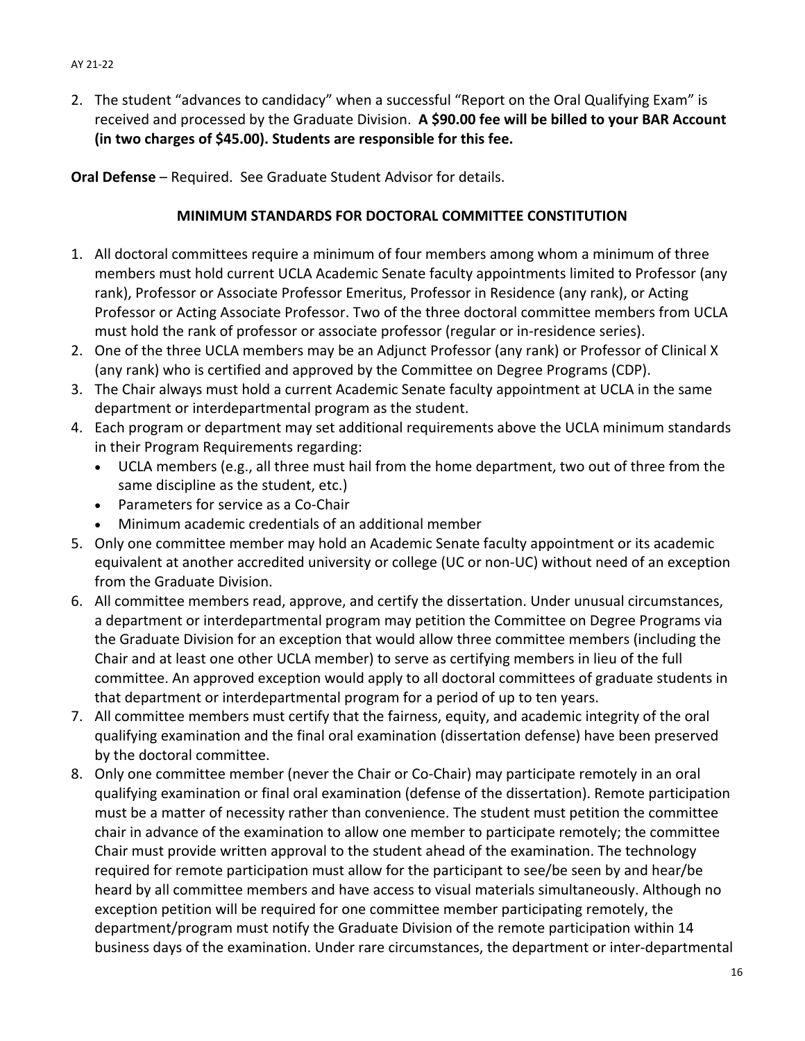2. The student "advances to candidacy" when a successful "Report on the Oral Qualifying Exam" is received and processed by the Graduate Division. **A $90.00 fee will be billed to your BAR Account (in two charges of $45.00). Students are responsible for this fee.**

**Oral Defense** – Required. See Graduate Student Advisor for details.

## MINIMUM STANDARDS FOR DOCTORAL COMMITTEE CONSTITUTION

1. All doctoral committees require a minimum of four members among whom a minimum of three members must hold current UCLA Academic Senate faculty appointments limited to Professor (any rank), Professor or Associate Professor Emeritus, Professor in Residence (any rank), or Acting Professor or Acting Associate Professor. Two of the three doctoral committee members from UCLA must hold the rank of professor or associate professor (regular or in-residence series).
2. One of the three UCLA members may be an Adjunct Professor (any rank) or Professor of Clinical X (any rank) who is certified and approved by the Committee on Degree Programs (CDP).
3. The Chair always must hold a current Academic Senate faculty appointment at UCLA in the same department or interdepartmental program as the student.
4. Each program or department may set additional requirements above the UCLA minimum standards in their Program Requirements regarding:
   - UCLA members (e.g., all three must hail from the home department, two out of three from the same discipline as the student, etc.)
   - Parameters for service as a Co-Chair
   - Minimum academic credentials of an additional member
5. Only one committee member may hold an Academic Senate faculty appointment or its academic equivalent at another accredited university or college (UC or non-UC) without need of an exception from the Graduate Division.
6. All committee members read, approve, and certify the dissertation. Under unusual circumstances, a department or interdepartmental program may petition the Committee on Degree Programs via the Graduate Division for an exception that would allow three committee members (including the Chair and at least one other UCLA member) to serve as certifying members in lieu of the full committee. An approved exception would apply to all doctoral committees of graduate students in that department or interdepartmental program for a period of up to ten years.
7. All committee members must certify that the fairness, equity, and academic integrity of the oral qualifying examination and the final oral examination (dissertation defense) have been preserved by the doctoral committee.
8. Only one committee member (never the Chair or Co-Chair) may participate remotely in an oral qualifying examination or final oral examination (defense of the dissertation). Remote participation must be a matter of necessity rather than convenience. The student must petition the committee chair in advance of the examination to allow one member to participate remotely; the committee Chair must provide written approval to the student ahead of the examination. The technology required for remote participation must allow for the participant to see/be seen by and hear/be heard by all committee members and have access to visual materials simultaneously. Although no exception petition will be required for one committee member participating remotely, the department/program must notify the Graduate Division of the remote participation within 14 business days of the examination. Under rare circumstances, the department or inter-departmental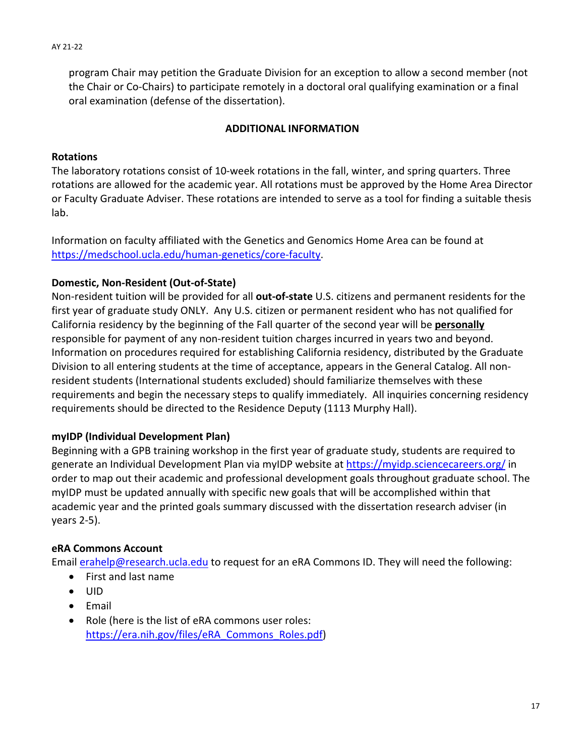program Chair may petition the Graduate Division for an exception to allow a second member (not the Chair or Co-Chairs) to participate remotely in a doctoral oral qualifying examination or a final oral examination (defense of the dissertation).

## ADDITIONAL INFORMATION

**Rotations**

The laboratory rotations consist of 10-week rotations in the fall, winter, and spring quarters. Three rotations are allowed for the academic year. All rotations must be approved by the Home Area Director or Faculty Graduate Adviser. These rotations are intended to serve as a tool for finding a suitable thesis lab.

Information on faculty affiliated with the Genetics and Genomics Home Area can be found at https://medschool.ucla.edu/human-genetics/core-faculty.

**Domestic, Non-Resident (Out-of-State)**

Non-resident tuition will be provided for all **out-of-state** U.S. citizens and permanent residents for the first year of graduate study ONLY. Any U.S. citizen or permanent resident who has not qualified for California residency by the beginning of the Fall quarter of the second year will be **personally** responsible for payment of any non-resident tuition charges incurred in years two and beyond. Information on procedures required for establishing California residency, distributed by the Graduate Division to all entering students at the time of acceptance, appears in the General Catalog. All non-resident students (International students excluded) should familiarize themselves with these requirements and begin the necessary steps to qualify immediately. All inquiries concerning residency requirements should be directed to the Residence Deputy (1113 Murphy Hall).

**myIDP (Individual Development Plan)**

Beginning with a GPB training workshop in the first year of graduate study, students are required to generate an Individual Development Plan via myIDP website at https://myidp.sciencecareers.org/ in order to map out their academic and professional development goals throughout graduate school. The myIDP must be updated annually with specific new goals that will be accomplished within that academic year and the printed goals summary discussed with the dissertation research adviser (in years 2-5).

**eRA Commons Account**

Email erahelp@research.ucla.edu to request for an eRA Commons ID. They will need the following:

- First and last name
- UID
- Email
- Role (here is the list of eRA commons user roles: https://era.nih.gov/files/eRA_Commons_Roles.pdf)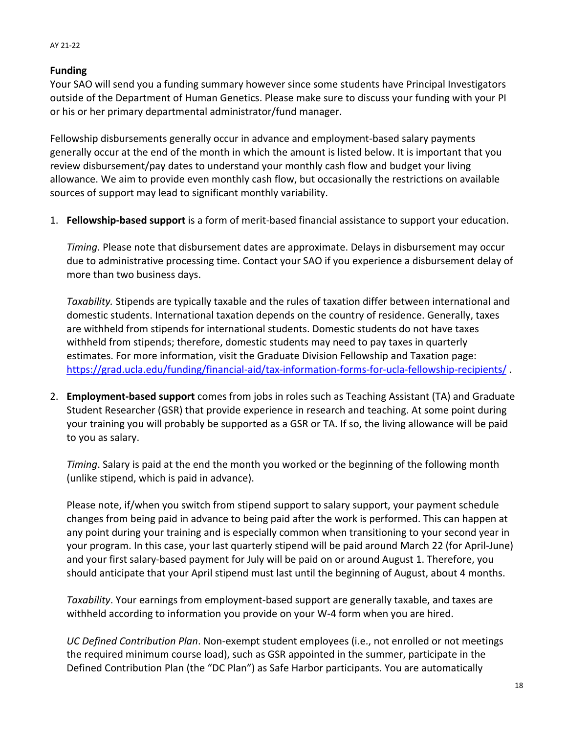**Funding**

Your SAO will send you a funding summary however since some students have Principal Investigators outside of the Department of Human Genetics. Please make sure to discuss your funding with your PI or his or her primary departmental administrator/fund manager.

Fellowship disbursements generally occur in advance and employment-based salary payments generally occur at the end of the month in which the amount is listed below. It is important that you review disbursement/pay dates to understand your monthly cash flow and budget your living allowance. We aim to provide even monthly cash flow, but occasionally the restrictions on available sources of support may lead to significant monthly variability.

1. **Fellowship-based support** is a form of merit-based financial assistance to support your education.

   *Timing.* Please note that disbursement dates are approximate. Delays in disbursement may occur due to administrative processing time. Contact your SAO if you experience a disbursement delay of more than two business days.

   *Taxability.* Stipends are typically taxable and the rules of taxation differ between international and domestic students. International taxation depends on the country of residence. Generally, taxes are withheld from stipends for international students. Domestic students do not have taxes withheld from stipends; therefore, domestic students may need to pay taxes in quarterly estimates. For more information, visit the Graduate Division Fellowship and Taxation page: [https://grad.ucla.edu/funding/financial-aid/tax-information-forms-for-ucla-fellowship-recipients/](https://grad.ucla.edu/funding/financial-aid/tax-information-forms-for-ucla-fellowship-recipients/) .

2. **Employment-based support** comes from jobs in roles such as Teaching Assistant (TA) and Graduate Student Researcher (GSR) that provide experience in research and teaching. At some point during your training you will probably be supported as a GSR or TA. If so, the living allowance will be paid to you as salary.

   *Timing*. Salary is paid at the end the month you worked or the beginning of the following month (unlike stipend, which is paid in advance).

   Please note, if/when you switch from stipend support to salary support, your payment schedule changes from being paid in advance to being paid after the work is performed. This can happen at any point during your training and is especially common when transitioning to your second year in your program. In this case, your last quarterly stipend will be paid around March 22 (for April-June) and your first salary-based payment for July will be paid on or around August 1. Therefore, you should anticipate that your April stipend must last until the beginning of August, about 4 months.

   *Taxability*. Your earnings from employment-based support are generally taxable, and taxes are withheld according to information you provide on your W-4 form when you are hired.

   *UC Defined Contribution Plan*. Non-exempt student employees (i.e., not enrolled or not meetings the required minimum course load), such as GSR appointed in the summer, participate in the Defined Contribution Plan (the "DC Plan") as Safe Harbor participants. You are automatically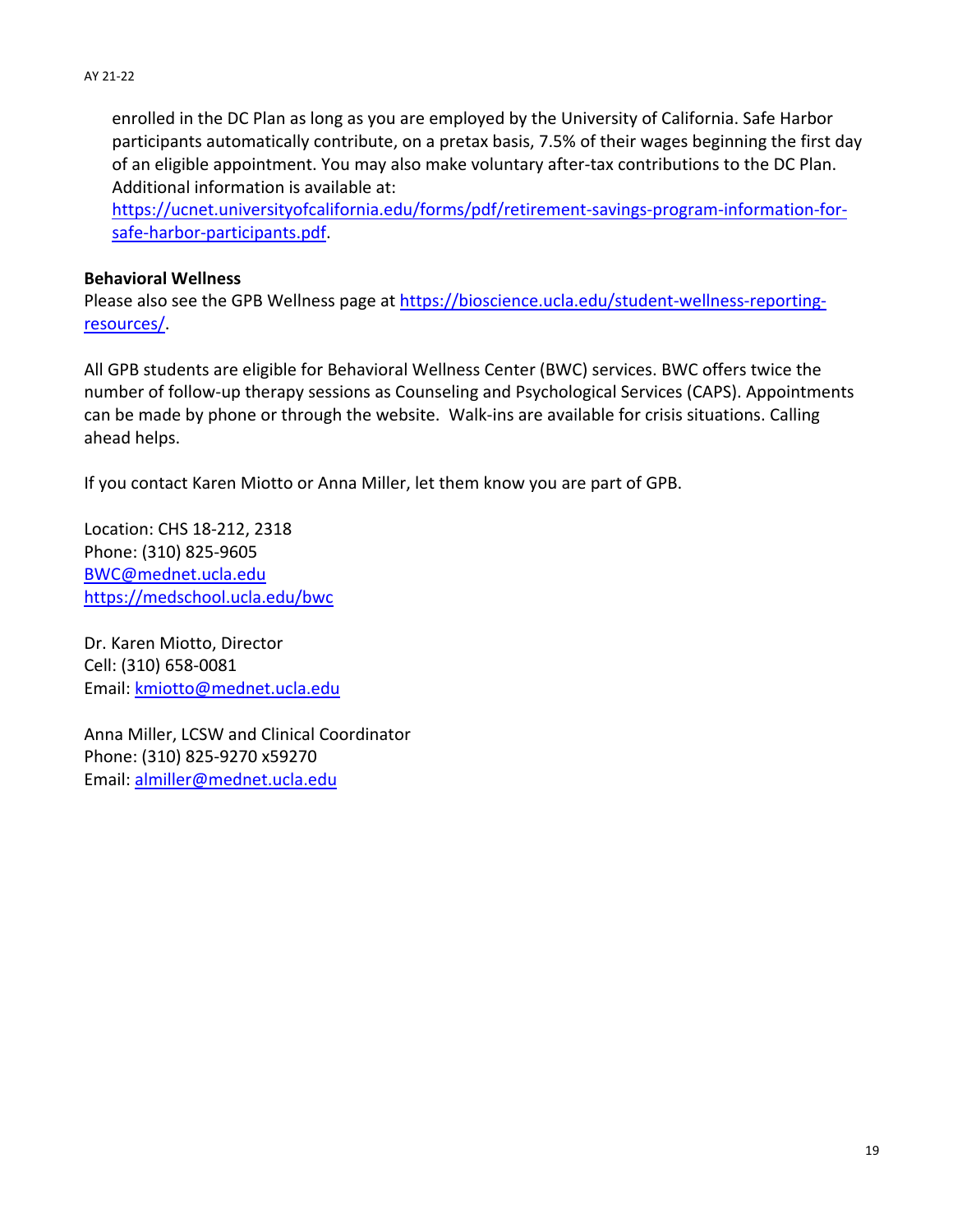enrolled in the DC Plan as long as you are employed by the University of California. Safe Harbor participants automatically contribute, on a pretax basis, 7.5% of their wages beginning the first day of an eligible appointment. You may also make voluntary after-tax contributions to the DC Plan. Additional information is available at: https://ucnet.universityofcalifornia.edu/forms/pdf/retirement-savings-program-information-for-safe-harbor-participants.pdf.

**Behavioral Wellness**

Please also see the GPB Wellness page at https://bioscience.ucla.edu/student-wellness-reporting-resources/.

All GPB students are eligible for Behavioral Wellness Center (BWC) services. BWC offers twice the number of follow-up therapy sessions as Counseling and Psychological Services (CAPS). Appointments can be made by phone or through the website. Walk-ins are available for crisis situations. Calling ahead helps.

If you contact Karen Miotto or Anna Miller, let them know you are part of GPB.

Location: CHS 18-212, 2318
Phone: (310) 825-9605
BWC@mednet.ucla.edu
https://medschool.ucla.edu/bwc

Dr. Karen Miotto, Director
Cell: (310) 658-0081
Email: kmiotto@mednet.ucla.edu

Anna Miller, LCSW and Clinical Coordinator
Phone: (310) 825-9270 x59270
Email: almiller@mednet.ucla.edu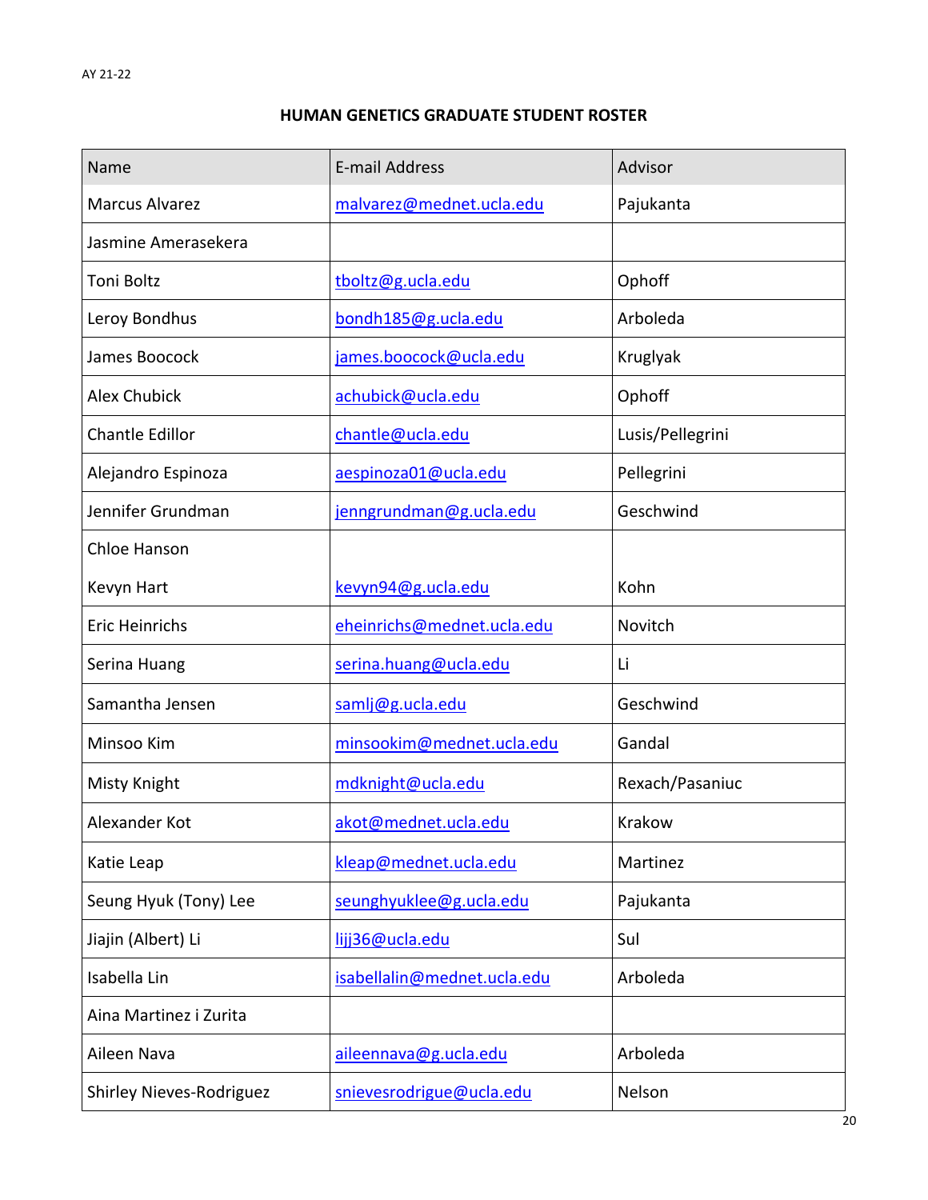AY 21-22

## HUMAN GENETICS GRADUATE STUDENT ROSTER

| Name | E-mail Address | Advisor |
|---|---|---|
| Marcus Alvarez | malvarez@mednet.ucla.edu | Pajukanta |
| Jasmine Amerasekera | | |
| Toni Boltz | tboltz@g.ucla.edu | Ophoff |
| Leroy Bondhus | bondh185@g.ucla.edu | Arboleda |
| James Boocock | james.boocock@ucla.edu | Kruglyak |
| Alex Chubick | achubick@ucla.edu | Ophoff |
| Chantle Edillor | chantle@ucla.edu | Lusis/Pellegrini |
| Alejandro Espinoza | aespinoza01@ucla.edu | Pellegrini |
| Jennifer Grundman | jenngrundman@g.ucla.edu | Geschwind |
| Chloe Hanson | | |
| Kevyn Hart | kevyn94@g.ucla.edu | Kohn |
| Eric Heinrichs | eheinrichs@mednet.ucla.edu | Novitch |
| Serina Huang | serina.huang@ucla.edu | Li |
| Samantha Jensen | samlj@g.ucla.edu | Geschwind |
| Minsoo Kim | minsookim@mednet.ucla.edu | Gandal |
| Misty Knight | mdknight@ucla.edu | Rexach/Pasaniuc |
| Alexander Kot | akot@mednet.ucla.edu | Krakow |
| Katie Leap | kleap@mednet.ucla.edu | Martinez |
| Seung Hyuk (Tony) Lee | seunghyuklee@g.ucla.edu | Pajukanta |
| Jiajin (Albert) Li | lijj36@ucla.edu | Sul |
| Isabella Lin | isabellalin@mednet.ucla.edu | Arboleda |
| Aina Martinez i Zurita | | |
| Aileen Nava | aileennava@g.ucla.edu | Arboleda |
| Shirley Nieves-Rodriguez | snievesrodrigue@ucla.edu | Nelson |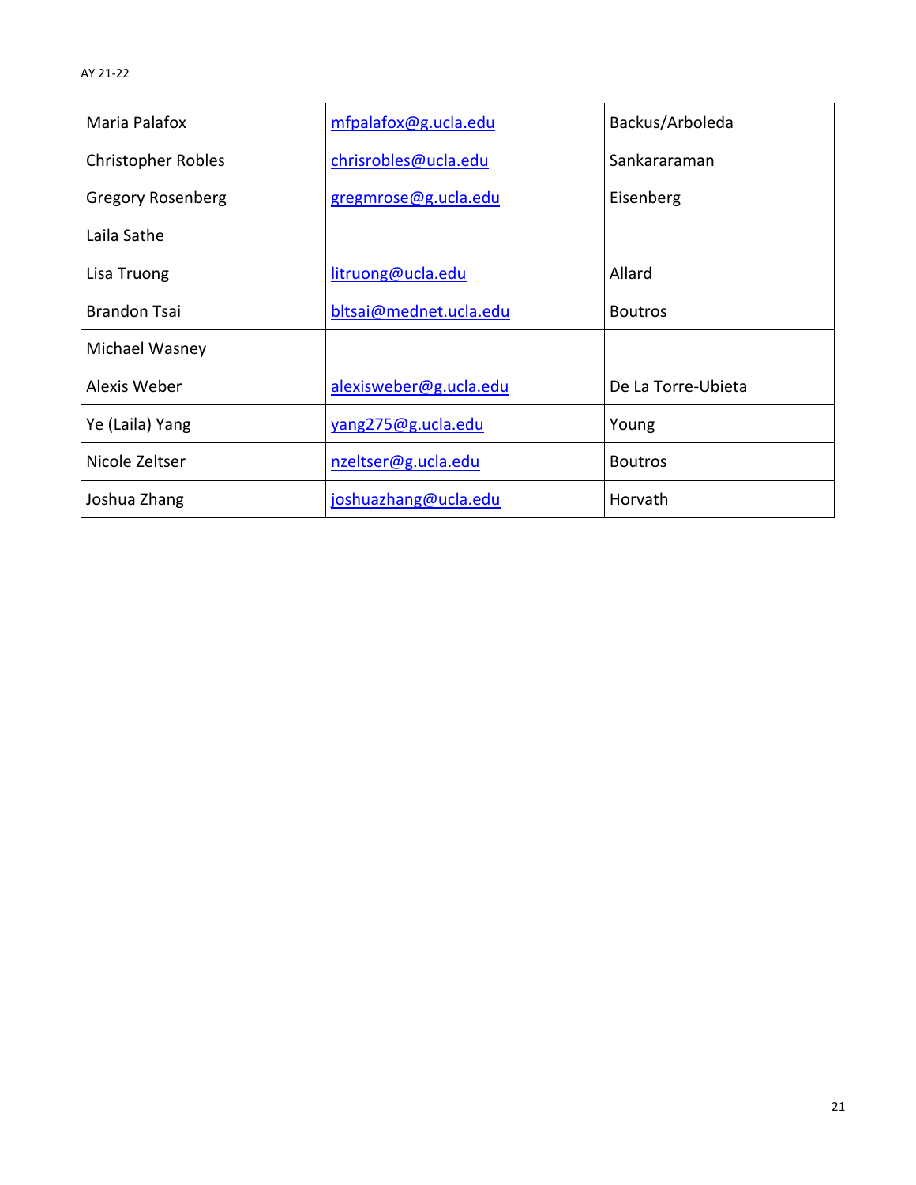| Maria Palafox | mfpalafox@g.ucla.edu | Backus/Arboleda |
|---|---|---|
| Christopher Robles | chrisrobles@ucla.edu | Sankararaman |
| Gregory Rosenberg | gregmrose@g.ucla.edu | Eisenberg |
| Laila Sathe | | |
| Lisa Truong | litruong@ucla.edu | Allard |
| Brandon Tsai | bltsai@mednet.ucla.edu | Boutros |
| Michael Wasney | | |
| Alexis Weber | alexisweber@g.ucla.edu | De La Torre-Ubieta |
| Ye (Laila) Yang | yang275@g.ucla.edu | Young |
| Nicole Zeltser | nzeltser@g.ucla.edu | Boutros |
| Joshua Zhang | joshuazhang@ucla.edu | Horvath |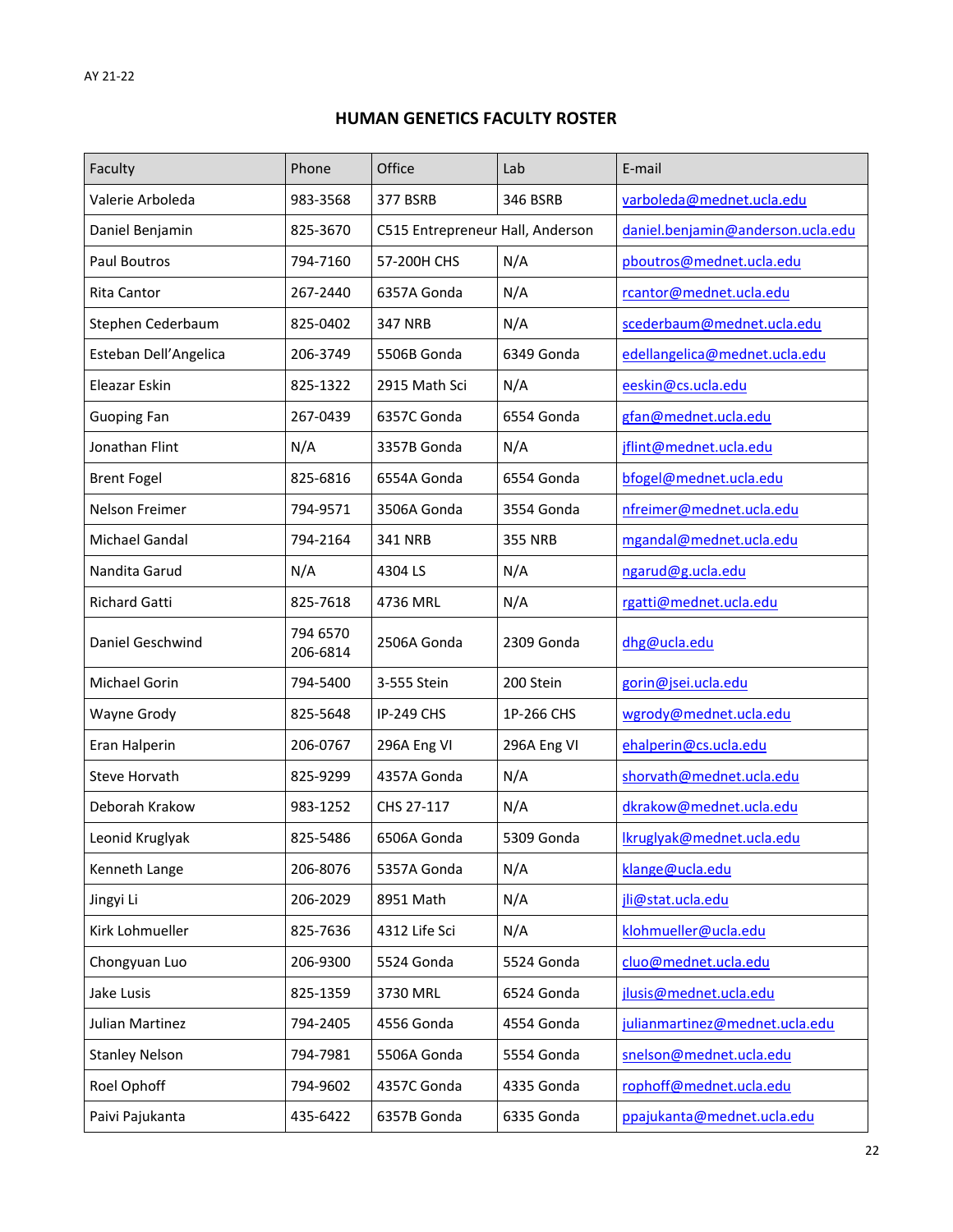AY 21-22

## HUMAN GENETICS FACULTY ROSTER

| Faculty | Phone | Office | Lab | E-mail |
|---|---|---|---|---|
| Valerie Arboleda | 983-3568 | 377 BSRB | 346 BSRB | varboleda@mednet.ucla.edu |
| Daniel Benjamin | 825-3670 | C515 Entrepreneur Hall, Anderson | | daniel.benjamin@anderson.ucla.edu |
| Paul Boutros | 794-7160 | 57-200H CHS | N/A | pboutros@mednet.ucla.edu |
| Rita Cantor | 267-2440 | 6357A Gonda | N/A | rcantor@mednet.ucla.edu |
| Stephen Cederbaum | 825-0402 | 347 NRB | N/A | scederbaum@mednet.ucla.edu |
| Esteban Dell'Angelica | 206-3749 | 5506B Gonda | 6349 Gonda | edellangelica@mednet.ucla.edu |
| Eleazar Eskin | 825-1322 | 2915 Math Sci | N/A | eeskin@cs.ucla.edu |
| Guoping Fan | 267-0439 | 6357C Gonda | 6554 Gonda | gfan@mednet.ucla.edu |
| Jonathan Flint | N/A | 3357B Gonda | N/A | jflint@mednet.ucla.edu |
| Brent Fogel | 825-6816 | 6554A Gonda | 6554 Gonda | bfogel@mednet.ucla.edu |
| Nelson Freimer | 794-9571 | 3506A Gonda | 3554 Gonda | nfreimer@mednet.ucla.edu |
| Michael Gandal | 794-2164 | 341 NRB | 355 NRB | mgandal@mednet.ucla.edu |
| Nandita Garud | N/A | 4304 LS | N/A | ngarud@g.ucla.edu |
| Richard Gatti | 825-7618 | 4736 MRL | N/A | rgatti@mednet.ucla.edu |
| Daniel Geschwind | 794 6570<br>206-6814 | 2506A Gonda | 2309 Gonda | dhg@ucla.edu |
| Michael Gorin | 794-5400 | 3-555 Stein | 200 Stein | gorin@jsei.ucla.edu |
| Wayne Grody | 825-5648 | IP-249 CHS | 1P-266 CHS | wgrody@mednet.ucla.edu |
| Eran Halperin | 206-0767 | 296A Eng VI | 296A Eng VI | ehalperin@cs.ucla.edu |
| Steve Horvath | 825-9299 | 4357A Gonda | N/A | shorvath@mednet.ucla.edu |
| Deborah Krakow | 983-1252 | CHS 27-117 | N/A | dkrakow@mednet.ucla.edu |
| Leonid Kruglyak | 825-5486 | 6506A Gonda | 5309 Gonda | lkruglyak@mednet.ucla.edu |
| Kenneth Lange | 206-8076 | 5357A Gonda | N/A | klange@ucla.edu |
| Jingyi Li | 206-2029 | 8951 Math | N/A | jli@stat.ucla.edu |
| Kirk Lohmueller | 825-7636 | 4312 Life Sci | N/A | klohmueller@ucla.edu |
| Chongyuan Luo | 206-9300 | 5524 Gonda | 5524 Gonda | cluo@mednet.ucla.edu |
| Jake Lusis | 825-1359 | 3730 MRL | 6524 Gonda | jlusis@mednet.ucla.edu |
| Julian Martinez | 794-2405 | 4556 Gonda | 4554 Gonda | julianmartinez@mednet.ucla.edu |
| Stanley Nelson | 794-7981 | 5506A Gonda | 5554 Gonda | snelson@mednet.ucla.edu |
| Roel Ophoff | 794-9602 | 4357C Gonda | 4335 Gonda | rophoff@mednet.ucla.edu |
| Paivi Pajukanta | 435-6422 | 6357B Gonda | 6335 Gonda | ppajukanta@mednet.ucla.edu |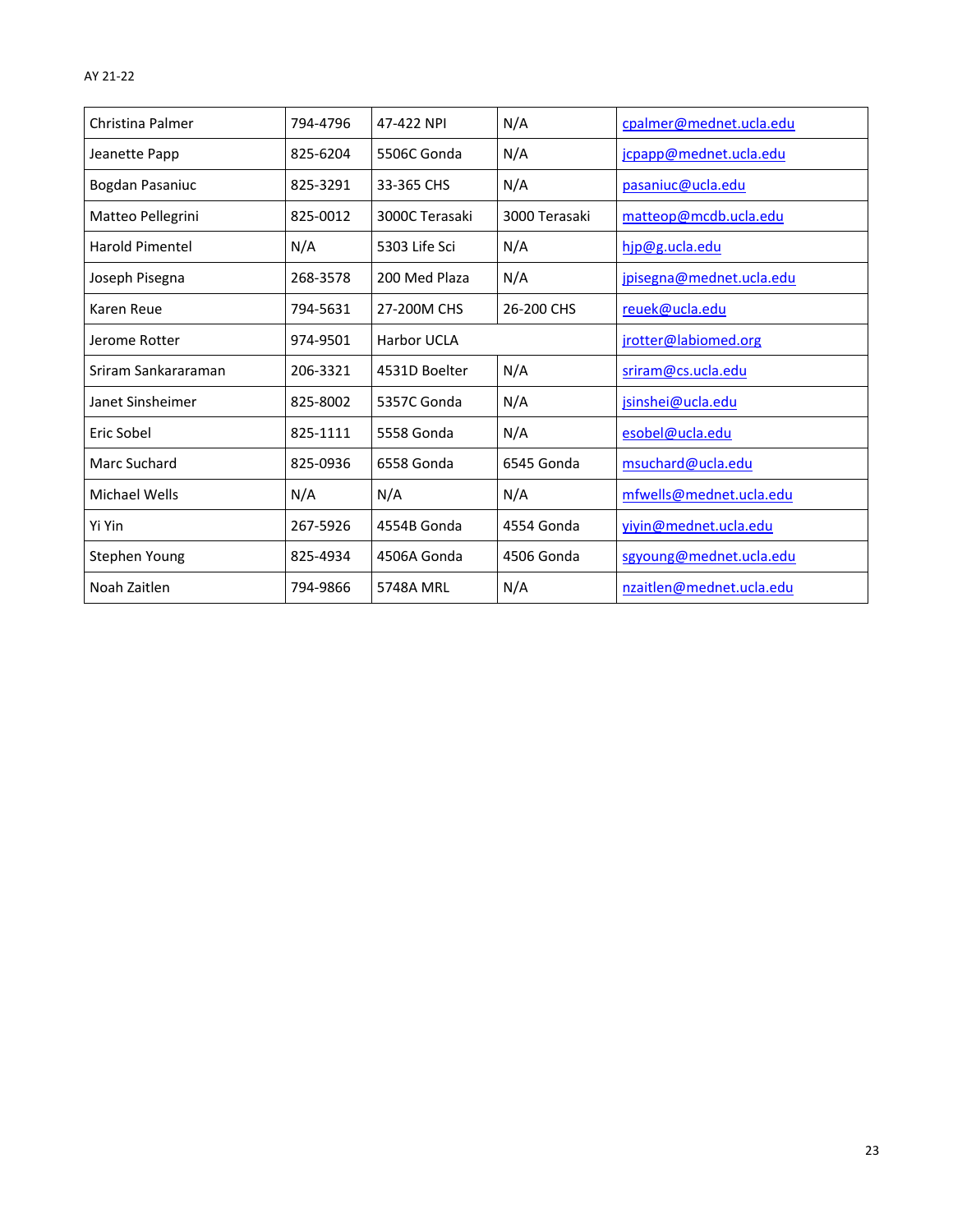| | | | | |
|---|---|---|---|---|
| Christina Palmer | 794-4796 | 47-422 NPI | N/A | cpalmer@mednet.ucla.edu |
| Jeanette Papp | 825-6204 | 5506C Gonda | N/A | jcpapp@mednet.ucla.edu |
| Bogdan Pasaniuc | 825-3291 | 33-365 CHS | N/A | pasaniuc@ucla.edu |
| Matteo Pellegrini | 825-0012 | 3000C Terasaki | 3000 Terasaki | matteop@mcdb.ucla.edu |
| Harold Pimentel | N/A | 5303 Life Sci | N/A | hjp@g.ucla.edu |
| Joseph Pisegna | 268-3578 | 200 Med Plaza | N/A | jpisegna@mednet.ucla.edu |
| Karen Reue | 794-5631 | 27-200M CHS | 26-200 CHS | reuek@ucla.edu |
| Jerome Rotter | 974-9501 | Harbor UCLA | | jrotter@labiomed.org |
| Sriram Sankararaman | 206-3321 | 4531D Boelter | N/A | sriram@cs.ucla.edu |
| Janet Sinsheimer | 825-8002 | 5357C Gonda | N/A | jsinshei@ucla.edu |
| Eric Sobel | 825-1111 | 5558 Gonda | N/A | esobel@ucla.edu |
| Marc Suchard | 825-0936 | 6558 Gonda | 6545 Gonda | msuchard@ucla.edu |
| Michael Wells | N/A | N/A | N/A | mfwells@mednet.ucla.edu |
| Yi Yin | 267-5926 | 4554B Gonda | 4554 Gonda | yiyin@mednet.ucla.edu |
| Stephen Young | 825-4934 | 4506A Gonda | 4506 Gonda | sgyoung@mednet.ucla.edu |
| Noah Zaitlen | 794-9866 | 5748A MRL | N/A | nzaitlen@mednet.ucla.edu |